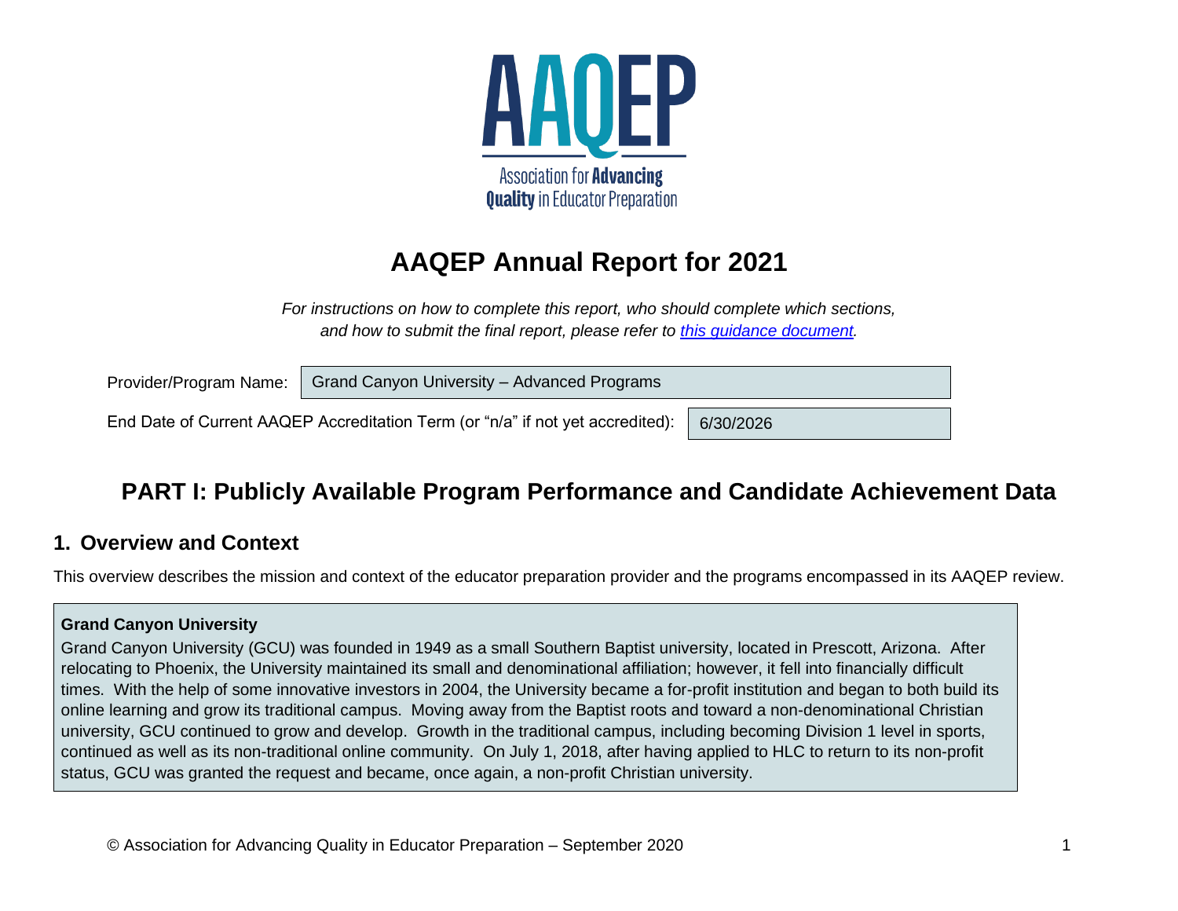AAQEP

Association for **Advancing Quality** in Educator Preparation

# AAQEP Annual Report for 2021

*For instructions on how to complete this report, who should complete which sections, and how to submit the final report, please refer to [this guidance document](this guidance document).*

Provider/Program Name: Grand Canyon University – Advanced Programs

End Date of Current AAQEP Accreditation Term (or "n/a" if not yet accredited): 6/30/2026

## PART I: Publicly Available Program Performance and Candidate Achievement Data

### 1. Overview and Context

This overview describes the mission and context of the educator preparation provider and the programs encompassed in its AAQEP review.

**Grand Canyon University**

Grand Canyon University (GCU) was founded in 1949 as a small Southern Baptist university, located in Prescott, Arizona. After relocating to Phoenix, the University maintained its small and denominational affiliation; however, it fell into financially difficult times. With the help of some innovative investors in 2004, the University became a for-profit institution and began to both build its online learning and grow its traditional campus. Moving away from the Baptist roots and toward a non-denominational Christian university, GCU continued to grow and develop. Growth in the traditional campus, including becoming Division 1 level in sports, continued as well as its non-traditional online community. On July 1, 2018, after having applied to HLC to return to its non-profit status, GCU was granted the request and became, once again, a non-profit Christian university.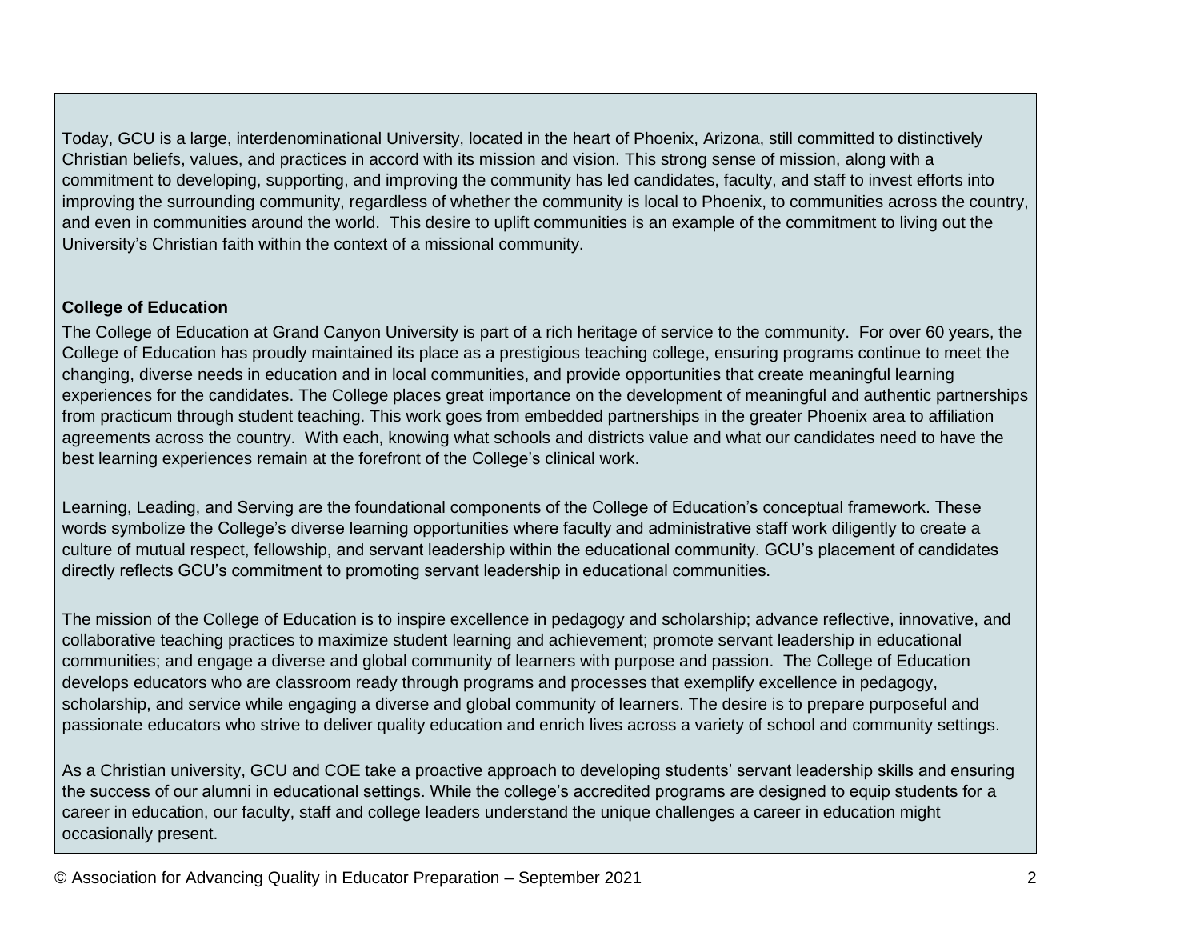Today, GCU is a large, interdenominational University, located in the heart of Phoenix, Arizona, still committed to distinctively Christian beliefs, values, and practices in accord with its mission and vision. This strong sense of mission, along with a commitment to developing, supporting, and improving the community has led candidates, faculty, and staff to invest efforts into improving the surrounding community, regardless of whether the community is local to Phoenix, to communities across the country, and even in communities around the world. This desire to uplift communities is an example of the commitment to living out the University's Christian faith within the context of a missional community.

**College of Education**

The College of Education at Grand Canyon University is part of a rich heritage of service to the community. For over 60 years, the College of Education has proudly maintained its place as a prestigious teaching college, ensuring programs continue to meet the changing, diverse needs in education and in local communities, and provide opportunities that create meaningful learning experiences for the candidates. The College places great importance on the development of meaningful and authentic partnerships from practicum through student teaching. This work goes from embedded partnerships in the greater Phoenix area to affiliation agreements across the country. With each, knowing what schools and districts value and what our candidates need to have the best learning experiences remain at the forefront of the College's clinical work.

Learning, Leading, and Serving are the foundational components of the College of Education's conceptual framework. These words symbolize the College's diverse learning opportunities where faculty and administrative staff work diligently to create a culture of mutual respect, fellowship, and servant leadership within the educational community. GCU's placement of candidates directly reflects GCU's commitment to promoting servant leadership in educational communities.

The mission of the College of Education is to inspire excellence in pedagogy and scholarship; advance reflective, innovative, and collaborative teaching practices to maximize student learning and achievement; promote servant leadership in educational communities; and engage a diverse and global community of learners with purpose and passion. The College of Education develops educators who are classroom ready through programs and processes that exemplify excellence in pedagogy, scholarship, and service while engaging a diverse and global community of learners. The desire is to prepare purposeful and passionate educators who strive to deliver quality education and enrich lives across a variety of school and community settings.

As a Christian university, GCU and COE take a proactive approach to developing students' servant leadership skills and ensuring the success of our alumni in educational settings. While the college's accredited programs are designed to equip students for a career in education, our faculty, staff and college leaders understand the unique challenges a career in education might occasionally present.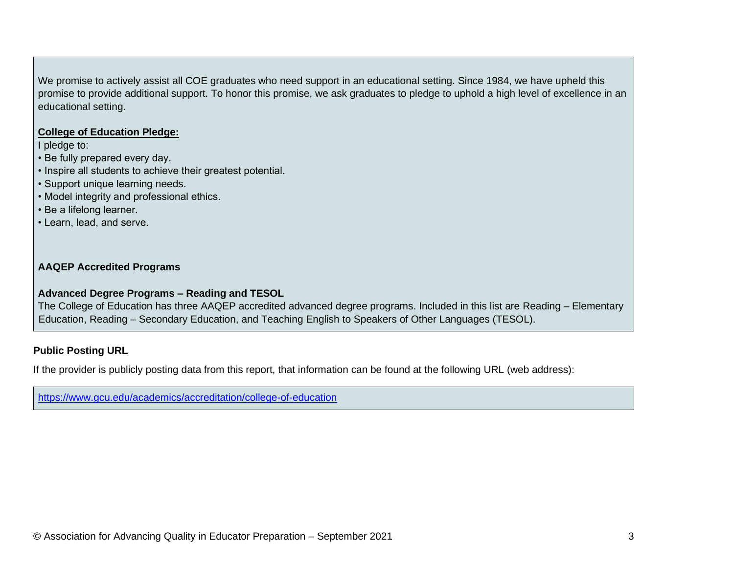We promise to actively assist all COE graduates who need support in an educational setting. Since 1984, we have upheld this promise to provide additional support. To honor this promise, we ask graduates to pledge to uphold a high level of excellence in an educational setting.

**College of Education Pledge:**

I pledge to:

- Be fully prepared every day.
- Inspire all students to achieve their greatest potential.
- Support unique learning needs.
- Model integrity and professional ethics.
- Be a lifelong learner.
- Learn, lead, and serve.

**AAQEP Accredited Programs**

**Advanced Degree Programs – Reading and TESOL**

The College of Education has three AAQEP accredited advanced degree programs. Included in this list are Reading – Elementary Education, Reading – Secondary Education, and Teaching English to Speakers of Other Languages (TESOL).

**Public Posting URL**

If the provider is publicly posting data from this report, that information can be found at the following URL (web address):

https://www.gcu.edu/academics/accreditation/college-of-education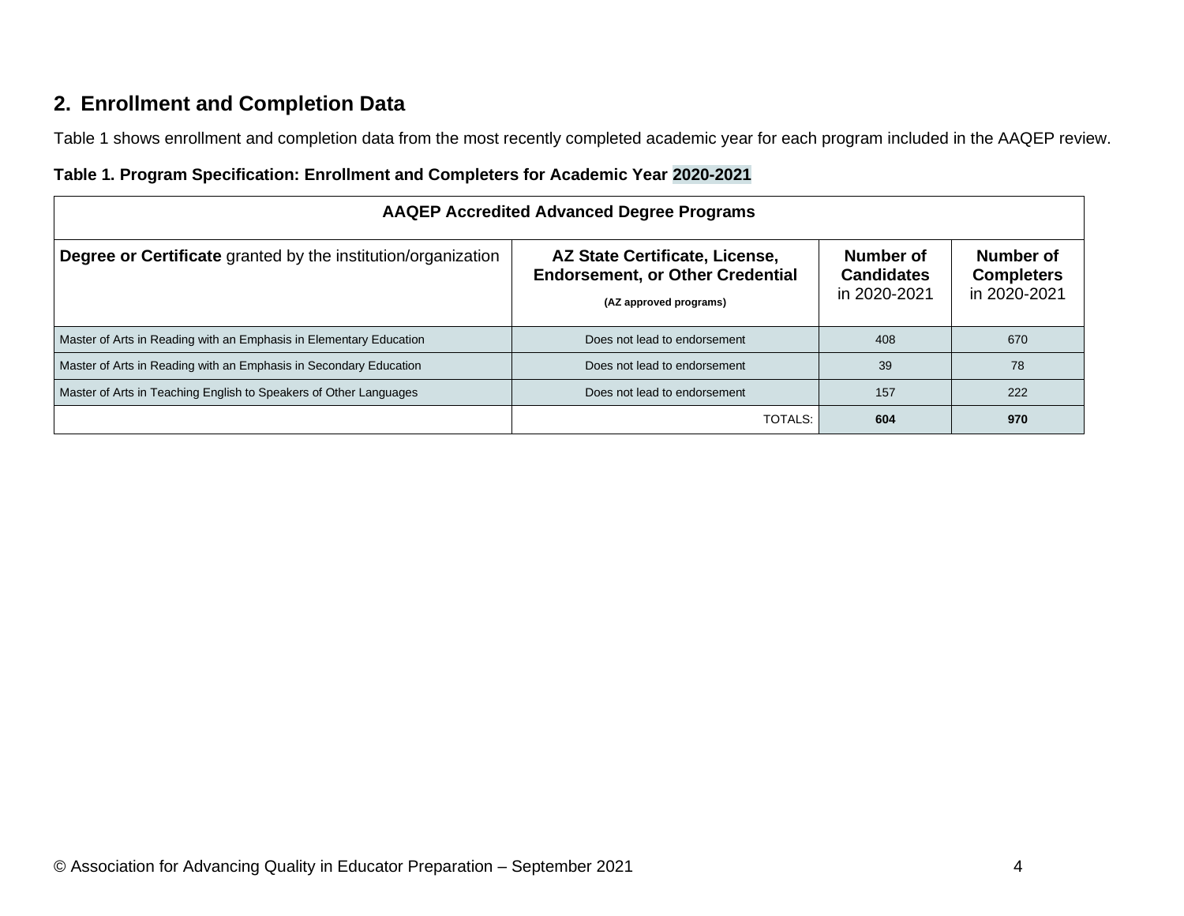## 2. Enrollment and Completion Data

Table 1 shows enrollment and completion data from the most recently completed academic year for each program included in the AAQEP review.

**Table 1. Program Specification: Enrollment and Completers for Academic Year 2020-2021**

| AAQEP Accredited Advanced Degree Programs | | | |
|---|---|---|---|
| **Degree or Certificate** granted by the institution/organization | **AZ State Certificate, License, Endorsement, or Other Credential** **(AZ approved programs)** | **Number of Candidates** in 2020-2021 | **Number of Completers** in 2020-2021 |
| Master of Arts in Reading with an Emphasis in Elementary Education | Does not lead to endorsement | 408 | 670 |
| Master of Arts in Reading with an Emphasis in Secondary Education | Does not lead to endorsement | 39 | 78 |
| Master of Arts in Teaching English to Speakers of Other Languages | Does not lead to endorsement | 157 | 222 |
| | TOTALS: | **604** | **970** |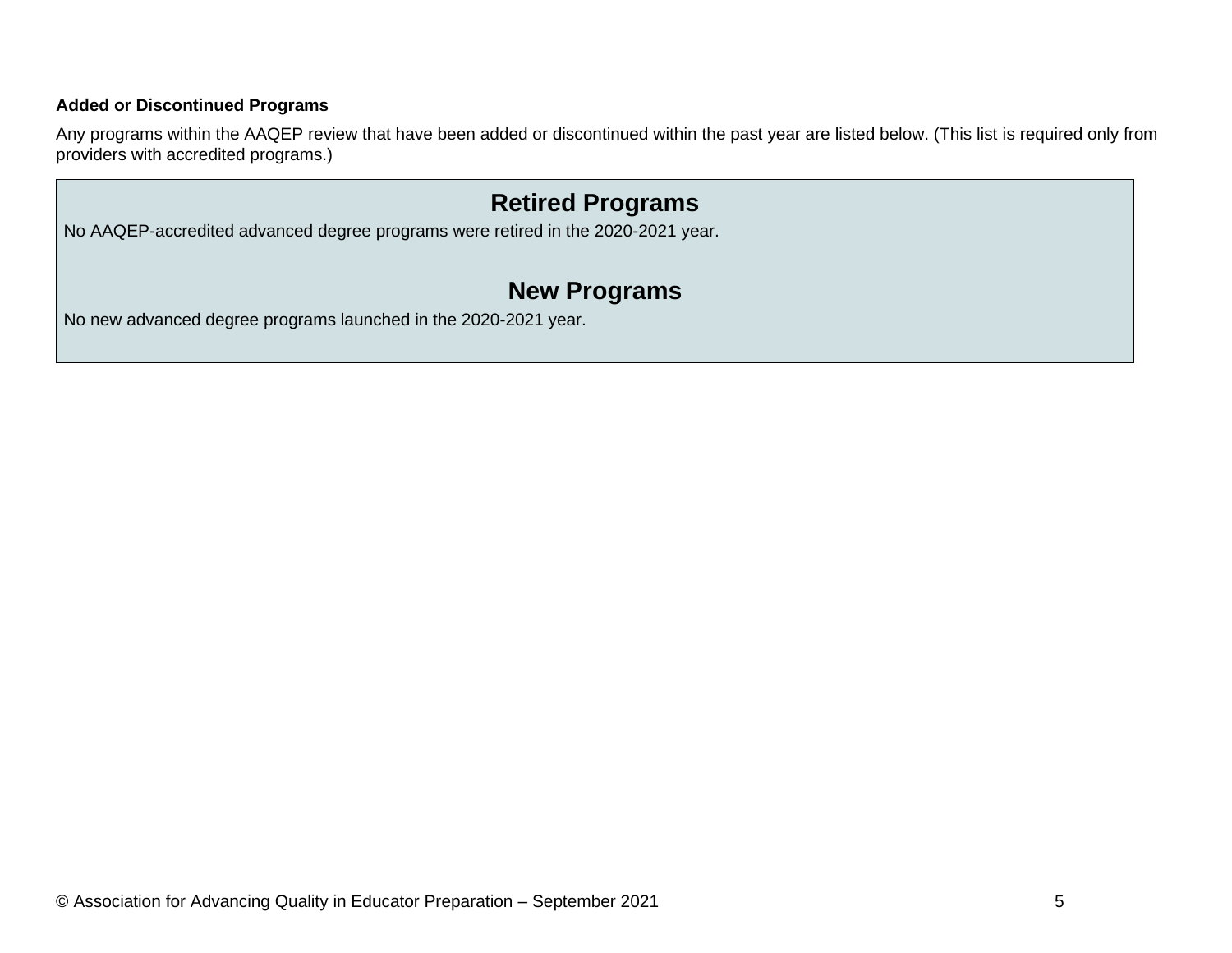**Added or Discontinued Programs**

Any programs within the AAQEP review that have been added or discontinued within the past year are listed below. (This list is required only from providers with accredited programs.)

## Retired Programs

No AAQEP-accredited advanced degree programs were retired in the 2020-2021 year.

## New Programs

No new advanced degree programs launched in the 2020-2021 year.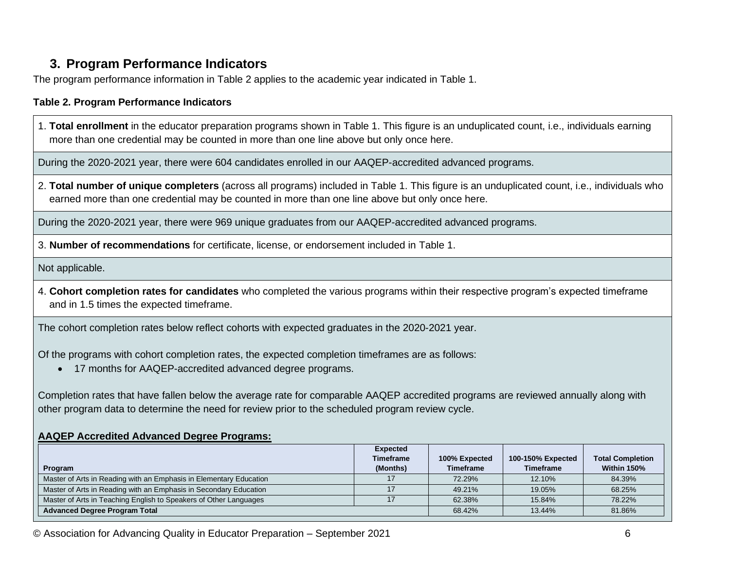### 3. Program Performance Indicators

The program performance information in Table 2 applies to the academic year indicated in Table 1.

**Table 2. Program Performance Indicators**

1. **Total enrollment** in the educator preparation programs shown in Table 1. This figure is an unduplicated count, i.e., individuals earning more than one credential may be counted in more than one line above but only once here.

During the 2020-2021 year, there were 604 candidates enrolled in our AAQEP-accredited advanced programs.

2. **Total number of unique completers** (across all programs) included in Table 1. This figure is an unduplicated count, i.e., individuals who earned more than one credential may be counted in more than one line above but only once here.

During the 2020-2021 year, there were 969 unique graduates from our AAQEP-accredited advanced programs.

3. **Number of recommendations** for certificate, license, or endorsement included in Table 1.

Not applicable.

4. **Cohort completion rates for candidates** who completed the various programs within their respective program's expected timeframe and in 1.5 times the expected timeframe.

The cohort completion rates below reflect cohorts with expected graduates in the 2020-2021 year.

Of the programs with cohort completion rates, the expected completion timeframes are as follows:

- 17 months for AAQEP-accredited advanced degree programs.

Completion rates that have fallen below the average rate for comparable AAQEP accredited programs are reviewed annually along with other program data to determine the need for review prior to the scheduled program review cycle.

**AAQEP Accredited Advanced Degree Programs:**

| Program | Expected Timeframe (Months) | 100% Expected Timeframe | 100-150% Expected Timeframe | Total Completion Within 150% |
|---|---|---|---|---|
| Master of Arts in Reading with an Emphasis in Elementary Education | 17 | 72.29% | 12.10% | 84.39% |
| Master of Arts in Reading with an Emphasis in Secondary Education | 17 | 49.21% | 19.05% | 68.25% |
| Master of Arts in Teaching English to Speakers of Other Languages | 17 | 62.38% | 15.84% | 78.22% |
| **Advanced Degree Program Total** | | 68.42% | 13.44% | 81.86% |

© Association for Advancing Quality in Educator Preparation – September 2021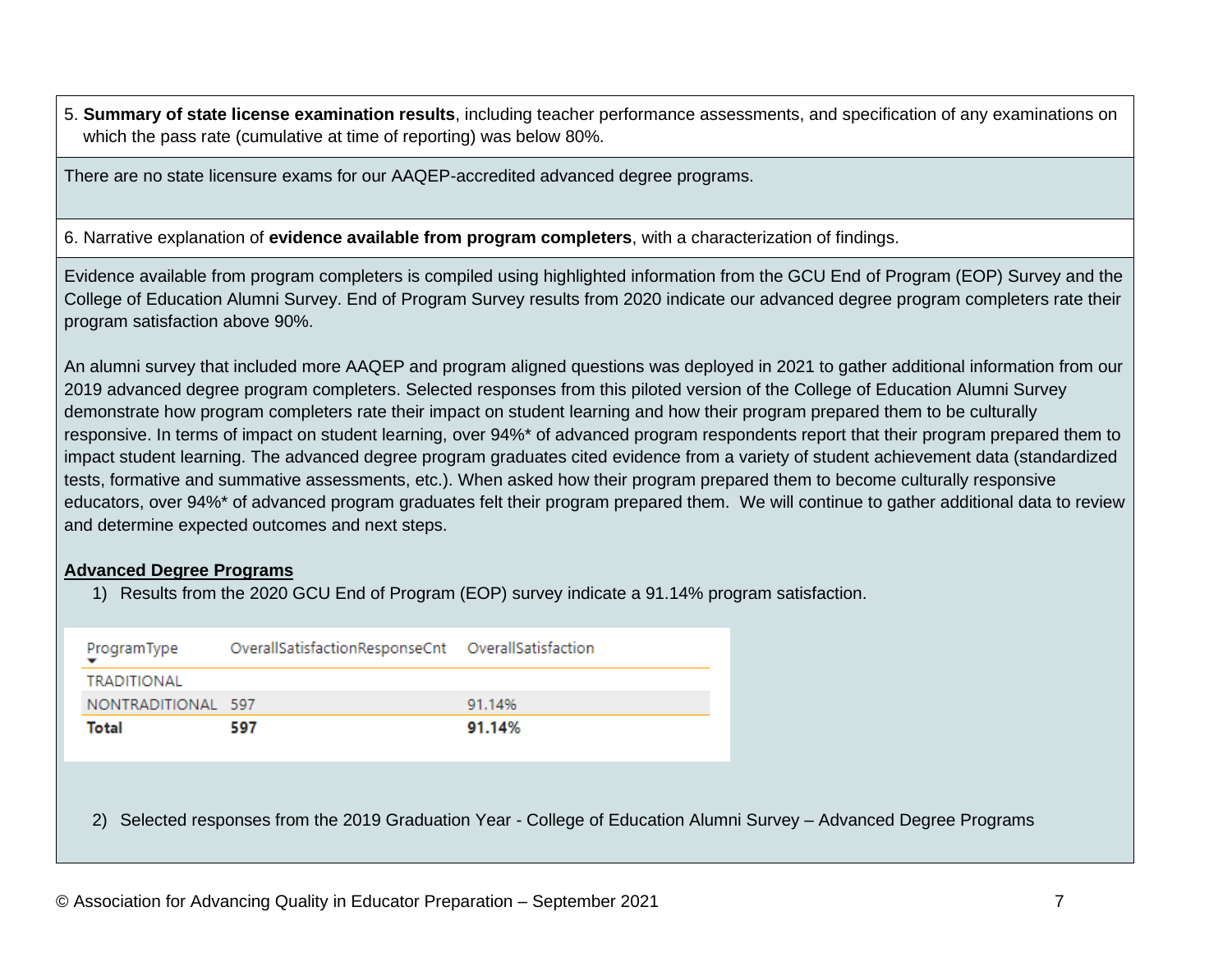5. **Summary of state license examination results**, including teacher performance assessments, and specification of any examinations on which the pass rate (cumulative at time of reporting) was below 80%.

There are no state licensure exams for our AAQEP-accredited advanced degree programs.

6. Narrative explanation of **evidence available from program completers**, with a characterization of findings.

Evidence available from program completers is compiled using highlighted information from the GCU End of Program (EOP) Survey and the College of Education Alumni Survey. End of Program Survey results from 2020 indicate our advanced degree program completers rate their program satisfaction above 90%.

An alumni survey that included more AAQEP and program aligned questions was deployed in 2021 to gather additional information from our 2019 advanced degree program completers. Selected responses from this piloted version of the College of Education Alumni Survey demonstrate how program completers rate their impact on student learning and how their program prepared them to be culturally responsive. In terms of impact on student learning, over 94%* of advanced program respondents report that their program prepared them to impact student learning. The advanced degree program graduates cited evidence from a variety of student achievement data (standardized tests, formative and summative assessments, etc.). When asked how their program prepared them to become culturally responsive educators, over 94%* of advanced program graduates felt their program prepared them. We will continue to gather additional data to review and determine expected outcomes and next steps.

**Advanced Degree Programs**

1) Results from the 2020 GCU End of Program (EOP) survey indicate a 91.14% program satisfaction.

| ProgramType | OverallSatisfactionResponseCnt | OverallSatisfaction |
|---|---|---|
| TRADITIONAL | | |
| NONTRADITIONAL | 597 | 91.14% |
| **Total** | **597** | **91.14%** |

2) Selected responses from the 2019 Graduation Year - College of Education Alumni Survey – Advanced Degree Programs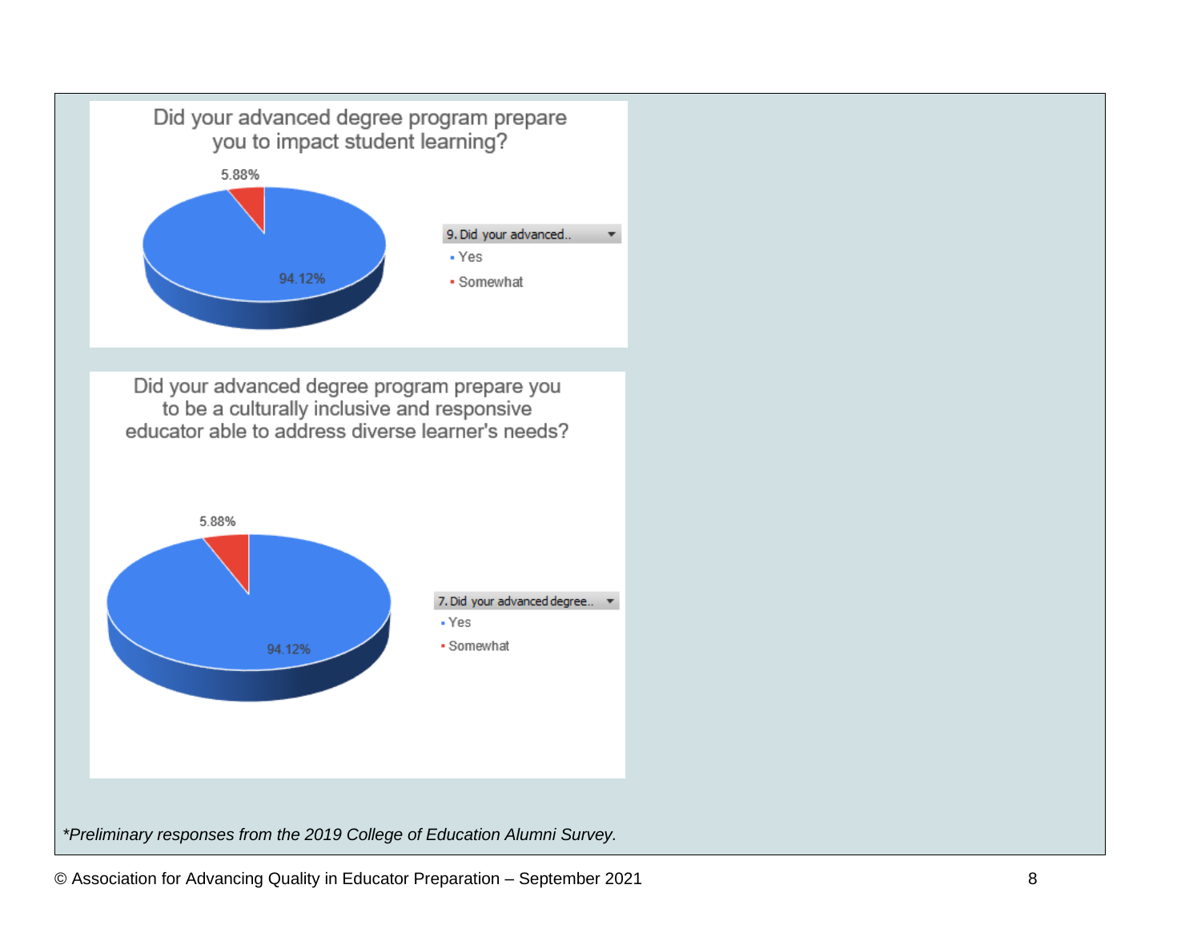Did your advanced degree program prepare you to impact student learning?

9. Did your advanced..

- Yes: 94.12%
- Somewhat: 5.88%

Did your advanced degree program prepare you to be a culturally inclusive and responsive educator able to address diverse learner's needs?

7. Did your advanced degree..

- Yes: 94.12%
- Somewhat: 5.88%

*\*Preliminary responses from the 2019 College of Education Alumni Survey.*

© Association for Advancing Quality in Educator Preparation – September 2021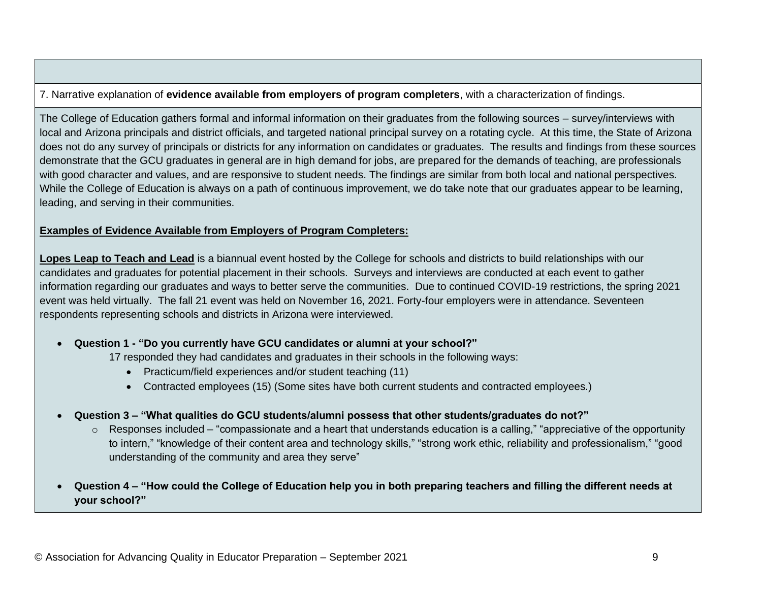7. Narrative explanation of **evidence available from employers of program completers**, with a characterization of findings.

The College of Education gathers formal and informal information on their graduates from the following sources – survey/interviews with local and Arizona principals and district officials, and targeted national principal survey on a rotating cycle. At this time, the State of Arizona does not do any survey of principals or districts for any information on candidates or graduates. The results and findings from these sources demonstrate that the GCU graduates in general are in high demand for jobs, are prepared for the demands of teaching, are professionals with good character and values, and are responsive to student needs. The findings are similar from both local and national perspectives. While the College of Education is always on a path of continuous improvement, we do take note that our graduates appear to be learning, leading, and serving in their communities.

**Examples of Evidence Available from Employers of Program Completers:**

**Lopes Leap to Teach and Lead** is a biannual event hosted by the College for schools and districts to build relationships with our candidates and graduates for potential placement in their schools. Surveys and interviews are conducted at each event to gather information regarding our graduates and ways to better serve the communities. Due to continued COVID-19 restrictions, the spring 2021 event was held virtually. The fall 21 event was held on November 16, 2021. Forty-four employers were in attendance. Seventeen respondents representing schools and districts in Arizona were interviewed.

- **Question 1 - "Do you currently have GCU candidates or alumni at your school?"**
  17 responded they had candidates and graduates in their schools in the following ways:
  - Practicum/field experiences and/or student teaching (11)
  - Contracted employees (15) (Some sites have both current students and contracted employees.)

- **Question 3 – "What qualities do GCU students/alumni possess that other students/graduates do not?"**
  - Responses included – "compassionate and a heart that understands education is a calling," "appreciative of the opportunity to intern," "knowledge of their content area and technology skills," "strong work ethic, reliability and professionalism," "good understanding of the community and area they serve"

- **Question 4 – "How could the College of Education help you in both preparing teachers and filling the different needs at your school?"**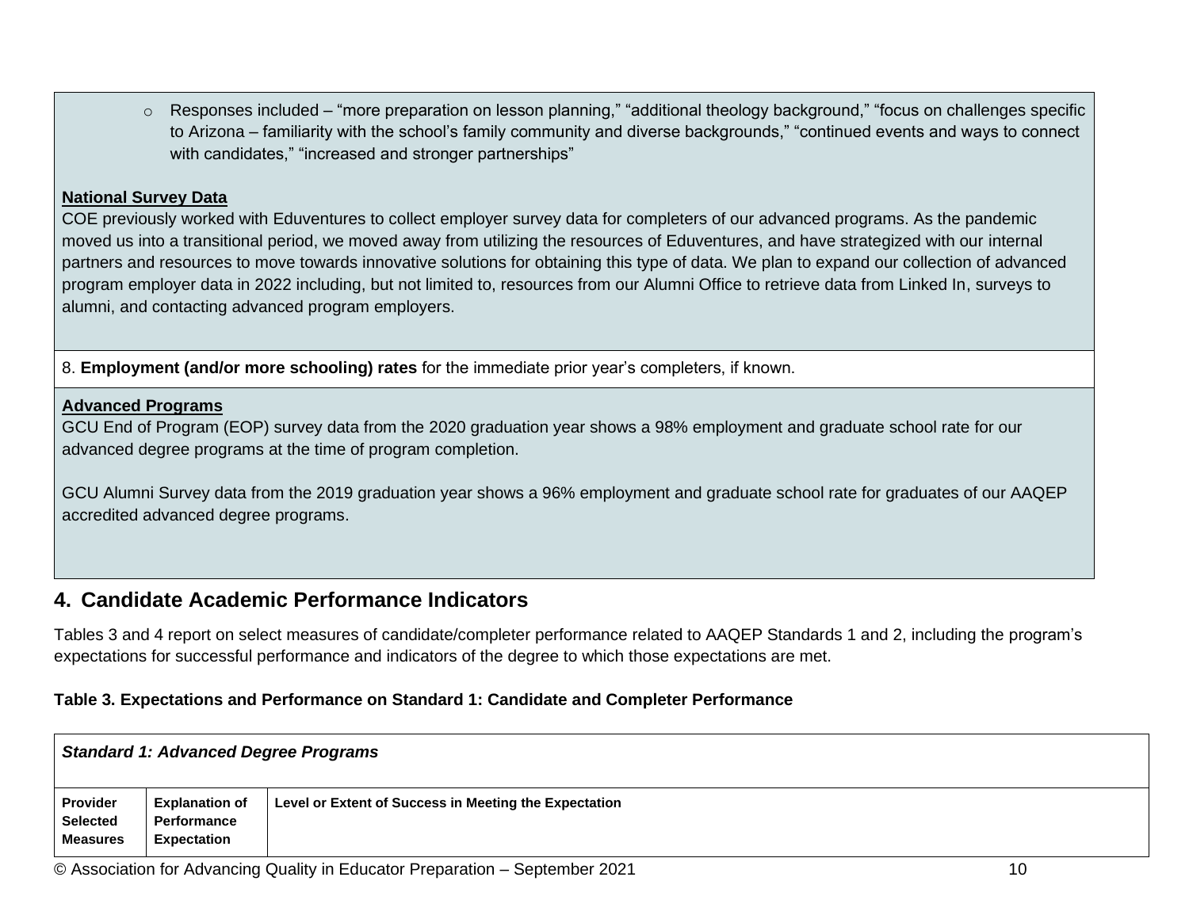- Responses included – "more preparation on lesson planning," "additional theology background," "focus on challenges specific to Arizona – familiarity with the school's family community and diverse backgrounds," "continued events and ways to connect with candidates," "increased and stronger partnerships"

**National Survey Data**

COE previously worked with Eduventures to collect employer survey data for completers of our advanced programs. As the pandemic moved us into a transitional period, we moved away from utilizing the resources of Eduventures, and have strategized with our internal partners and resources to move towards innovative solutions for obtaining this type of data. We plan to expand our collection of advanced program employer data in 2022 including, but not limited to, resources from our Alumni Office to retrieve data from Linked In, surveys to alumni, and contacting advanced program employers.

8. **Employment (and/or more schooling) rates** for the immediate prior year's completers, if known.

**Advanced Programs**

GCU End of Program (EOP) survey data from the 2020 graduation year shows a 98% employment and graduate school rate for our advanced degree programs at the time of program completion.

GCU Alumni Survey data from the 2019 graduation year shows a 96% employment and graduate school rate for graduates of our AAQEP accredited advanced degree programs.

## 4. Candidate Academic Performance Indicators

Tables 3 and 4 report on select measures of candidate/completer performance related to AAQEP Standards 1 and 2, including the program's expectations for successful performance and indicators of the degree to which those expectations are met.

**Table 3. Expectations and Performance on Standard 1: Candidate and Completer Performance**

| ***Standard 1: Advanced Degree Programs*** | | |
|---|---|---|
| **Provider Selected Measures** | **Explanation of Performance Expectation** | **Level or Extent of Success in Meeting the Expectation** |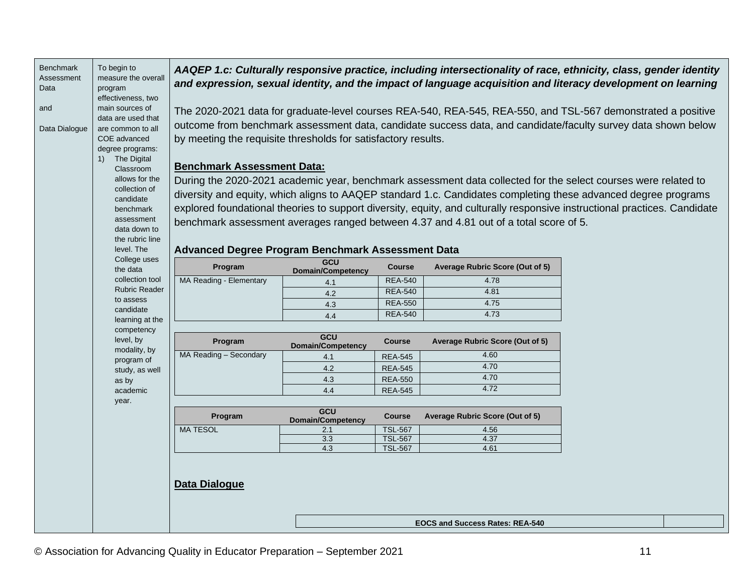| Benchmark Assessment Data and Data Dialogue | To begin to measure the overall program effectiveness, two main sources of data are used that are common to all COE advanced degree programs: 1) The Digital Classroom allows for the collection of candidate benchmark assessment data down to the rubric line level. The College uses the data collection tool Rubric Reader to assess candidate learning at the competency level, by modality, by program of study, as well as by academic year. | See content below |
|---|---|---|

***AAQEP 1.c: Culturally responsive practice, including intersectionality of race, ethnicity, class, gender identity and expression, sexual identity, and the impact of language acquisition and literacy development on learning***

The 2020-2021 data for graduate-level courses REA-540, REA-545, REA-550, and TSL-567 demonstrated a positive outcome from benchmark assessment data, candidate success data, and candidate/faculty survey data shown below by meeting the requisite thresholds for satisfactory results.

**Benchmark Assessment Data:**

During the 2020-2021 academic year, benchmark assessment data collected for the select courses were related to diversity and equity, which aligns to AAQEP standard 1.c. Candidates completing these advanced degree programs explored foundational theories to support diversity, equity, and culturally responsive instructional practices. Candidate benchmark assessment averages ranged between 4.37 and 4.81 out of a total score of 5.

**Advanced Degree Program Benchmark Assessment Data**

| Program | GCU Domain/Competency | Course | Average Rubric Score (Out of 5) |
|---|---|---|---|
| MA Reading - Elementary | 4.1 | REA-540 | 4.78 |
| | 4.2 | REA-540 | 4.81 |
| | 4.3 | REA-550 | 4.75 |
| | 4.4 | REA-540 | 4.73 |

| Program | GCU Domain/Competency | Course | Average Rubric Score (Out of 5) |
|---|---|---|---|
| MA Reading – Secondary | 4.1 | REA-545 | 4.60 |
| | 4.2 | REA-545 | 4.70 |
| | 4.3 | REA-550 | 4.70 |
| | 4.4 | REA-545 | 4.72 |

| Program | GCU Domain/Competency | Course | Average Rubric Score (Out of 5) |
|---|---|---|---|
| MA TESOL | 2.1 | TSL-567 | 4.56 |
| | 3.3 | TSL-567 | 4.37 |
| | 4.3 | TSL-567 | 4.61 |

**Data Dialogue**

| EOCS and Success Rates: REA-540 | |
|---|---|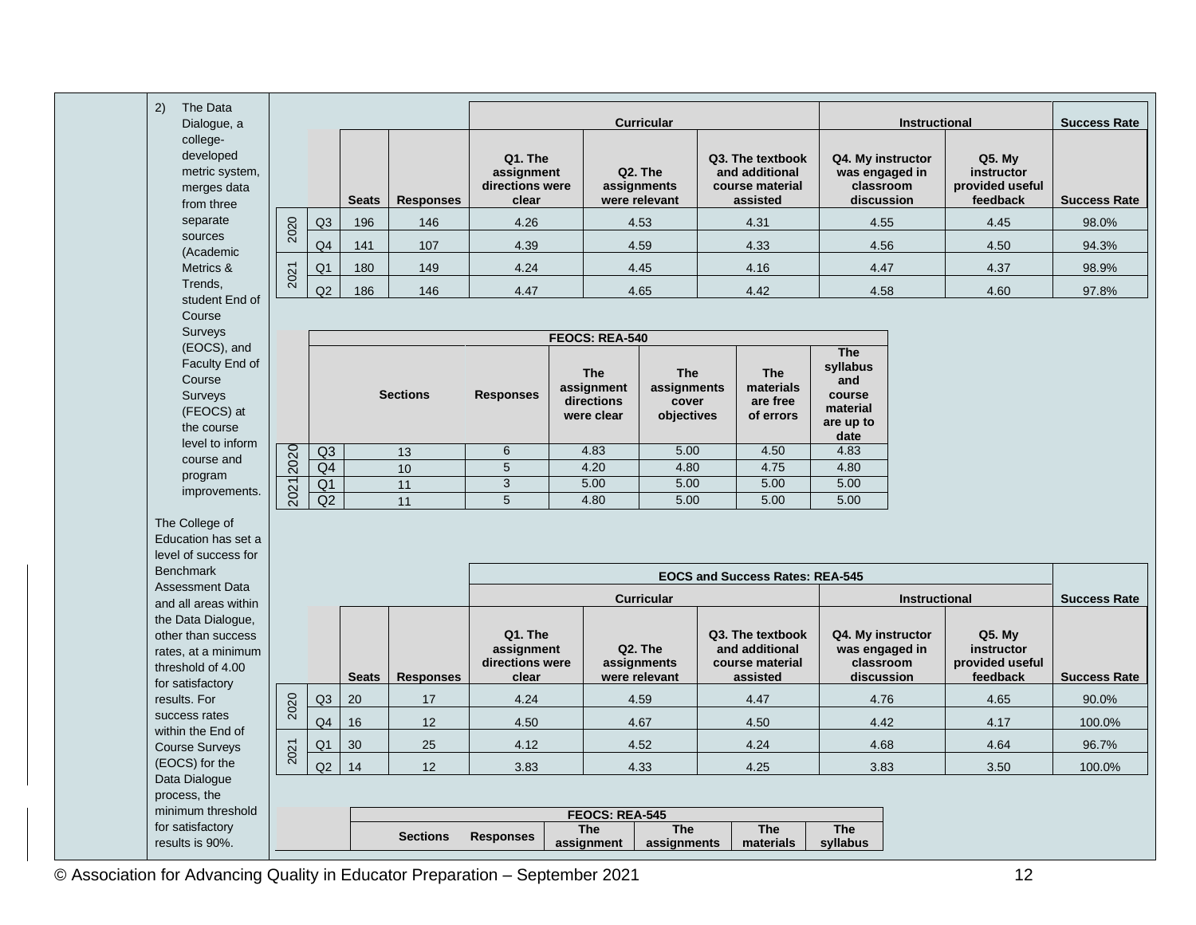2) The Data Dialogue, a college-developed metric system, merges data from three separate sources (Academic Metrics & Trends, student End of Course Surveys (EOCS), and Faculty End of Course Surveys (FEOCS) at the course level to inform course and program improvements.

The College of Education has set a level of success for Benchmark Assessment Data and all areas within the Data Dialogue, other than success rates, at a minimum threshold of 4.00 for satisfactory results. For success rates within the End of Course Surveys (EOCS) for the Data Dialogue process, the minimum threshold for satisfactory results is 90%.

| | | | | Curricular | | | Instructional | | Success Rate |
|---|---|---|---|---|---|---|---|---|---|
| | | Seats | Responses | Q1. The assignment directions were clear | Q2. The assignments were relevant | Q3. The textbook and additional course material assisted | Q4. My instructor was engaged in classroom discussion | Q5. My instructor provided useful feedback | Success Rate |
| 2020 | Q3 | 196 | 146 | 4.26 | 4.53 | 4.31 | 4.55 | 4.45 | 98.0% |
| | Q4 | 141 | 107 | 4.39 | 4.59 | 4.33 | 4.56 | 4.50 | 94.3% |
| 2021 | Q1 | 180 | 149 | 4.24 | 4.45 | 4.16 | 4.47 | 4.37 | 98.9% |
| | Q2 | 186 | 146 | 4.47 | 4.65 | 4.42 | 4.58 | 4.60 | 97.8% |

| | | FEOCS: REA-540 | | | | | |
|---|---|---|---|---|---|---|---|
| | | Sections | Responses | The assignment directions were clear | The assignments cover objectives | The materials are free of errors | The syllabus and course material are up to date |
| 2020 | Q3 | 13 | 6 | 4.83 | 5.00 | 4.50 | 4.83 |
| | Q4 | 10 | 5 | 4.20 | 4.80 | 4.75 | 4.80 |
| 2021 | Q1 | 11 | 3 | 5.00 | 5.00 | 5.00 | 5.00 |
| | Q2 | 11 | 5 | 4.80 | 5.00 | 5.00 | 5.00 |

| | | | | EOCS and Success Rates: REA-545 | | | | | |
|---|---|---|---|---|---|---|---|---|---|
| | | | | Curricular | | | Instructional | | Success Rate |
| | | Seats | Responses | Q1. The assignment directions were clear | Q2. The assignments were relevant | Q3. The textbook and additional course material assisted | Q4. My instructor was engaged in classroom discussion | Q5. My instructor provided useful feedback | Success Rate |
| 2020 | Q3 | 20 | 17 | 4.24 | 4.59 | 4.47 | 4.76 | 4.65 | 90.0% |
| | Q4 | 16 | 12 | 4.50 | 4.67 | 4.50 | 4.42 | 4.17 | 100.0% |
| 2021 | Q1 | 30 | 25 | 4.12 | 4.52 | 4.24 | 4.68 | 4.64 | 96.7% |
| | Q2 | 14 | 12 | 3.83 | 4.33 | 4.25 | 3.83 | 3.50 | 100.0% |

| | FEOCS: REA-545 | | | | | |
|---|---|---|---|---|---|---|
| | Sections | Responses | The assignment | The assignments | The materials | The syllabus |

© Association for Advancing Quality in Educator Preparation – September 2021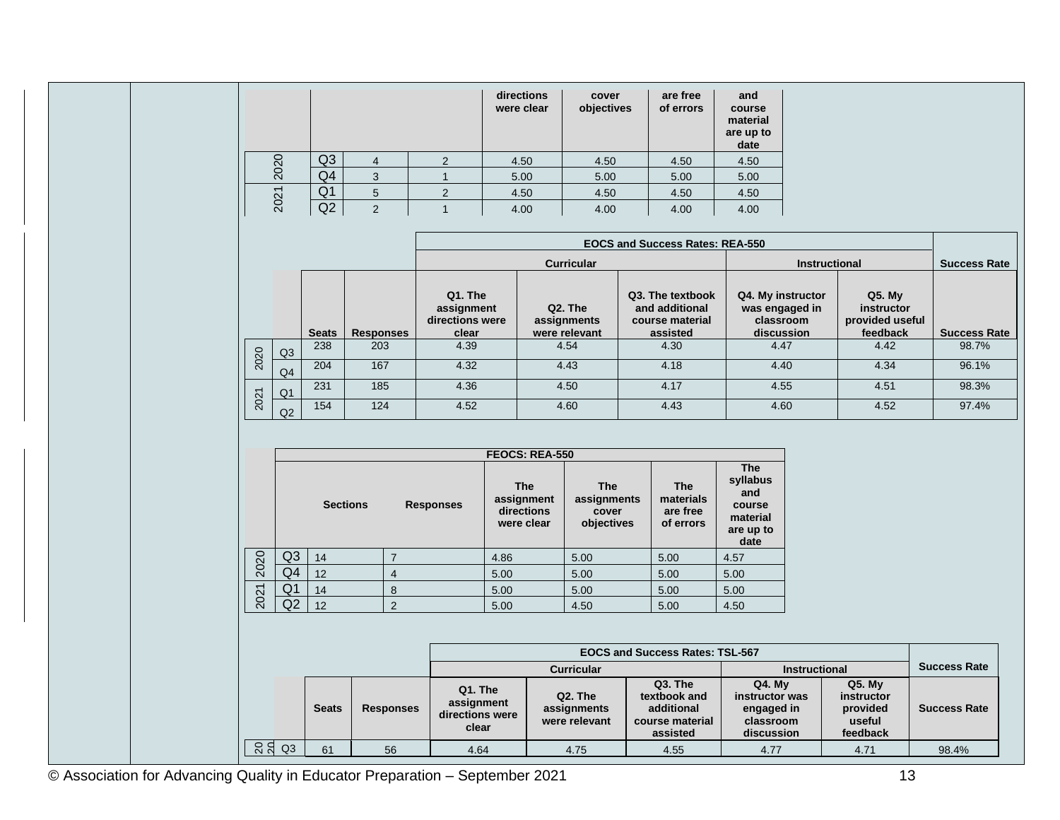| | | | | directions were clear | cover objectives | are free of errors | and course material are up to date |
|---|---|---|---|---|---|---|---|
| 2020 | Q3 | 4 | 2 | 4.50 | 4.50 | 4.50 | 4.50 |
| | Q4 | 3 | 1 | 5.00 | 5.00 | 5.00 | 5.00 |
| 2021 | Q1 | 5 | 2 | 4.50 | 4.50 | 4.50 | 4.50 |
| | Q2 | 2 | 1 | 4.00 | 4.00 | 4.00 | 4.00 |

| | | | | EOCS and Success Rates: REA-550 | | | | | Success Rate |
|---|---|---|---|---|---|---|---|---|---|
| | | | | Curricular | | | Instructional | | |
| | | Seats | Responses | Q1. The assignment directions were clear | Q2. The assignments were relevant | Q3. The textbook and additional course material assisted | Q4. My instructor was engaged in classroom discussion | Q5. My instructor provided useful feedback | Success Rate |
| 2020 | Q3 | 238 | 203 | 4.39 | 4.54 | 4.30 | 4.47 | 4.42 | 98.7% |
| | Q4 | 204 | 167 | 4.32 | 4.43 | 4.18 | 4.40 | 4.34 | 96.1% |
| 2021 | Q1 | 231 | 185 | 4.36 | 4.50 | 4.17 | 4.55 | 4.51 | 98.3% |
| | Q2 | 154 | 124 | 4.52 | 4.60 | 4.43 | 4.60 | 4.52 | 97.4% |

| | | FEOCS: REA-550 | | | | | |
|---|---|---|---|---|---|---|---|
| | | Sections | Responses | The assignment directions were clear | The assignments cover objectives | The materials are free of errors | The syllabus and course material are up to date |
| 2020 | Q3 | 14 | 7 | 4.86 | 5.00 | 5.00 | 4.57 |
| | Q4 | 12 | 4 | 5.00 | 5.00 | 5.00 | 5.00 |
| 2021 | Q1 | 14 | 8 | 5.00 | 5.00 | 5.00 | 5.00 |
| | Q2 | 12 | 2 | 5.00 | 4.50 | 5.00 | 4.50 |

| | | | | EOCS and Success Rates: TSL-567 | | | | | Success Rate |
|---|---|---|---|---|---|---|---|---|---|
| | | | | Curricular | | | Instructional | | |
| | | Seats | Responses | Q1. The assignment directions were clear | Q2. The assignments were relevant | Q3. The textbook and additional course material assisted | Q4. My instructor was engaged in classroom discussion | Q5. My instructor provided useful feedback | Success Rate |
| 2020 | Q3 | 61 | 56 | 4.64 | 4.75 | 4.55 | 4.77 | 4.71 | 98.4% |

© Association for Advancing Quality in Educator Preparation – September 2021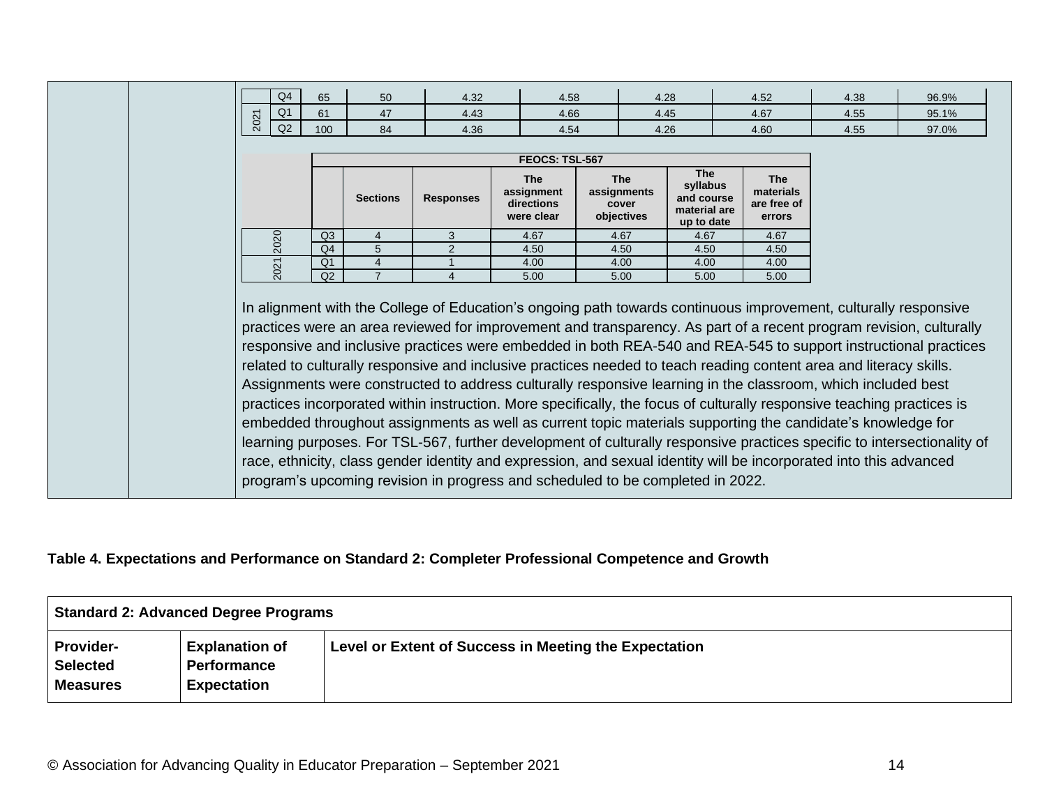| | | | | | | | | | |
|---|---|---|---|---|---|---|---|---|---|
| | Q4 | 65 | 50 | 4.32 | 4.58 | 4.28 | 4.52 | 4.38 | 96.9% |
| 2021 | Q1 | 61 | 47 | 4.43 | 4.66 | 4.45 | 4.67 | 4.55 | 95.1% |
| | Q2 | 100 | 84 | 4.36 | 4.54 | 4.26 | 4.60 | 4.55 | 97.0% |

| | FEOCS: TSL-567 | | | | | | |
|---|---|---|---|---|---|---|---|
| | | Sections | Responses | The assignment directions were clear | The assignments cover objectives | The syllabus and course material are up to date | The materials are free of errors |
| 2020 | Q3 | 4 | 3 | 4.67 | 4.67 | 4.67 | 4.67 |
| | Q4 | 5 | 2 | 4.50 | 4.50 | 4.50 | 4.50 |
| 2021 | Q1 | 4 | 1 | 4.00 | 4.00 | 4.00 | 4.00 |
| | Q2 | 7 | 4 | 5.00 | 5.00 | 5.00 | 5.00 |

In alignment with the College of Education's ongoing path towards continuous improvement, culturally responsive practices were an area reviewed for improvement and transparency. As part of a recent program revision, culturally responsive and inclusive practices were embedded in both REA-540 and REA-545 to support instructional practices related to culturally responsive and inclusive practices needed to teach reading content area and literacy skills. Assignments were constructed to address culturally responsive learning in the classroom, which included best practices incorporated within instruction. More specifically, the focus of culturally responsive teaching practices is embedded throughout assignments as well as current topic materials supporting the candidate's knowledge for learning purposes. For TSL-567, further development of culturally responsive practices specific to intersectionality of race, ethnicity, class gender identity and expression, and sexual identity will be incorporated into this advanced program's upcoming revision in progress and scheduled to be completed in 2022.

**Table 4. Expectations and Performance on Standard 2: Completer Professional Competence and Growth**

| **Standard 2: Advanced Degree Programs** | | |
|---|---|---|
| **Provider-Selected Measures** | **Explanation of Performance Expectation** | **Level or Extent of Success in Meeting the Expectation** |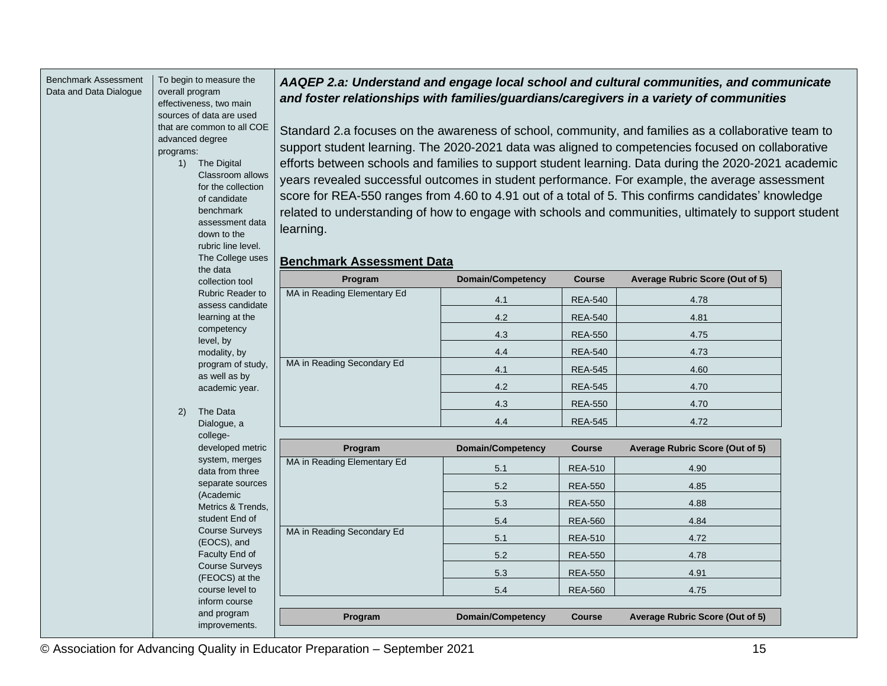| Benchmark Assessment Data and Data Dialogue | To begin to measure the overall program effectiveness, two main sources of data are used that are common to all COE advanced degree programs: 1) The Digital Classroom allows for the collection of candidate benchmark assessment data down to the rubric line level. The College uses the data collection tool Rubric Reader to assess candidate learning at the competency level, by modality, by program of study, as well as by academic year. 2) The Data Dialogue, a college-developed metric system, merges data from three separate sources (Academic Metrics & Trends, student End of Course Surveys (EOCS), and Faculty End of Course Surveys (FEOCS) at the course level to inform course and program improvements. | *(see right)* |
|---|---|---|

***AAQEP 2.a: Understand and engage local school and cultural communities, and communicate and foster relationships with families/guardians/caregivers in a variety of communities***

Standard 2.a focuses on the awareness of school, community, and families as a collaborative team to support student learning. The 2020-2021 data was aligned to competencies focused on collaborative efforts between schools and families to support student learning. Data during the 2020-2021 academic years revealed successful outcomes in student performance. For example, the average assessment score for REA-550 ranges from 4.60 to 4.91 out of a total of 5. This confirms candidates' knowledge related to understanding of how to engage with schools and communities, ultimately to support student learning.

**Benchmark Assessment Data**

| Program | Domain/Competency | Course | Average Rubric Score (Out of 5) |
|---|---|---|---|
| MA in Reading Elementary Ed | 4.1 | REA-540 | 4.78 |
| | 4.2 | REA-540 | 4.81 |
| | 4.3 | REA-550 | 4.75 |
| | 4.4 | REA-540 | 4.73 |
| MA in Reading Secondary Ed | 4.1 | REA-545 | 4.60 |
| | 4.2 | REA-545 | 4.70 |
| | 4.3 | REA-550 | 4.70 |
| | 4.4 | REA-545 | 4.72 |

| Program | Domain/Competency | Course | Average Rubric Score (Out of 5) |
|---|---|---|---|
| MA in Reading Elementary Ed | 5.1 | REA-510 | 4.90 |
| | 5.2 | REA-550 | 4.85 |
| | 5.3 | REA-550 | 4.88 |
| | 5.4 | REA-560 | 4.84 |
| MA in Reading Secondary Ed | 5.1 | REA-510 | 4.72 |
| | 5.2 | REA-550 | 4.78 |
| | 5.3 | REA-550 | 4.91 |
| | 5.4 | REA-560 | 4.75 |

| Program | Domain/Competency | Course | Average Rubric Score (Out of 5) |
|---|---|---|---|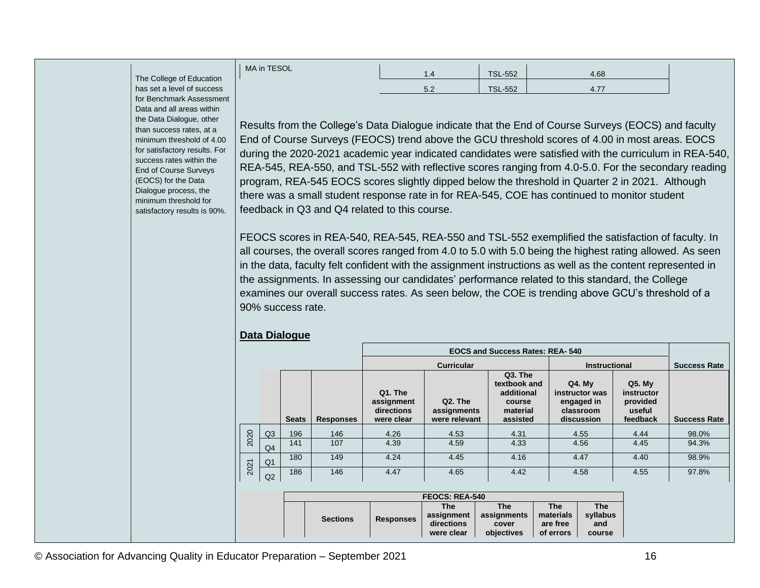| MA in TESOL | 1.4 | TSL-552 | 4.68 |
|---|---|---|---|
| | 5.2 | TSL-552 | 4.77 |

The College of Education has set a level of success for Benchmark Assessment Data and all areas within the Data Dialogue, other than success rates, at a minimum threshold of 4.00 for satisfactory results. For success rates within the End of Course Surveys (EOCS) for the Data Dialogue process, the minimum threshold for satisfactory results is 90%.

Results from the College's Data Dialogue indicate that the End of Course Surveys (EOCS) and faculty End of Course Surveys (FEOCS) trend above the GCU threshold scores of 4.00 in most areas. EOCS during the 2020-2021 academic year indicated candidates were satisfied with the curriculum in REA-540, REA-545, REA-550, and TSL-552 with reflective scores ranging from 4.0-5.0. For the secondary reading program, REA-545 EOCS scores slightly dipped below the threshold in Quarter 2 in 2021. Although there was a small student response rate in for REA-545, COE has continued to monitor student feedback in Q3 and Q4 related to this course.

FEOCS scores in REA-540, REA-545, REA-550 and TSL-552 exemplified the satisfaction of faculty. In all courses, the overall scores ranged from 4.0 to 5.0 with 5.0 being the highest rating allowed. As seen in the data, faculty felt confident with the assignment instructions as well as the content represented in the assignments. In assessing our candidates' performance related to this standard, the College examines our overall success rates. As seen below, the COE is trending above GCU's threshold of a 90% success rate.

**Data Dialogue**

| | | | | EOCS and Success Rates: REA- 540 | | | | | |
|---|---|---|---|---|---|---|---|---|---|
| | | | | Curricular | | | Instructional | | Success Rate |
| | | Seats | Responses | Q1. The assignment directions were clear | Q2. The assignments were relevant | Q3. The textbook and additional course material assisted | Q4. My instructor was engaged in classroom discussion | Q5. My instructor provided useful feedback | Success Rate |
| 2020 | Q3 | 196 | 146 | 4.26 | 4.53 | 4.31 | 4.55 | 4.44 | 98.0% |
| | Q4 | 141 | 107 | 4.39 | 4.59 | 4.33 | 4.56 | 4.45 | 94.3% |
| 2021 | Q1 | 180 | 149 | 4.24 | 4.45 | 4.16 | 4.47 | 4.40 | 98.9% |
| | Q2 | 186 | 146 | 4.47 | 4.65 | 4.42 | 4.58 | 4.55 | 97.8% |

| FEOCS: REA-540 | | | | | | |
|---|---|---|---|---|---|---|
| | Sections | Responses | The assignment directions were clear | The assignments cover objectives | The materials are free of errors | The syllabus and course |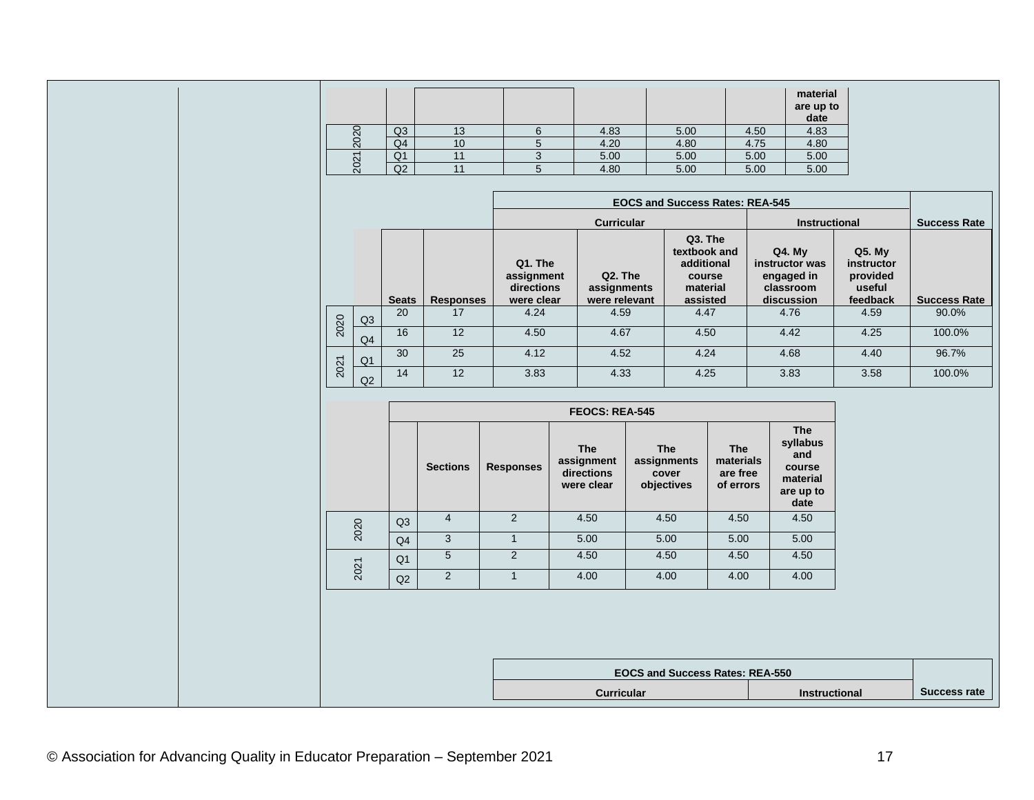| | | | | | | | material are up to date |
|---|---|---|---|---|---|---|---|
| 2020 | Q3 | 13 | 6 | 4.83 | 5.00 | 4.50 | 4.83 |
| | Q4 | 10 | 5 | 4.20 | 4.80 | 4.75 | 4.80 |
| 2021 | Q1 | 11 | 3 | 5.00 | 5.00 | 5.00 | 5.00 |
| | Q2 | 11 | 5 | 4.80 | 5.00 | 5.00 | 5.00 |

| | | | | EOCS and Success Rates: REA-545 | | | | | Success Rate |
|---|---|---|---|---|---|---|---|---|---|
| | | | | Curricular | | | Instructional | | |
| | | Seats | Responses | Q1. The assignment directions were clear | Q2. The assignments were relevant | Q3. The textbook and additional course material assisted | Q4. My instructor was engaged in classroom discussion | Q5. My instructor provided useful feedback | Success Rate |
| 2020 | Q3 | 20 | 17 | 4.24 | 4.59 | 4.47 | 4.76 | 4.59 | 90.0% |
| | Q4 | 16 | 12 | 4.50 | 4.67 | 4.50 | 4.42 | 4.25 | 100.0% |
| 2021 | Q1 | 30 | 25 | 4.12 | 4.52 | 4.24 | 4.68 | 4.40 | 96.7% |
| | Q2 | 14 | 12 | 3.83 | 4.33 | 4.25 | 3.83 | 3.58 | 100.0% |

| | | FEOCS: REA-545 | | | | | |
|---|---|---|---|---|---|---|---|
| | | Sections | Responses | The assignment directions were clear | The assignments cover objectives | The materials are free of errors | The syllabus and course material are up to date |
| 2020 | Q3 | 4 | 2 | 4.50 | 4.50 | 4.50 | 4.50 |
| | Q4 | 3 | 1 | 5.00 | 5.00 | 5.00 | 5.00 |
| 2021 | Q1 | 5 | 2 | 4.50 | 4.50 | 4.50 | 4.50 |
| | Q2 | 2 | 1 | 4.00 | 4.00 | 4.00 | 4.00 |

| EOCS and Success Rates: REA-550 | | Success rate |
|---|---|---|
| Curricular | Instructional | |

© Association for Advancing Quality in Educator Preparation – September 2021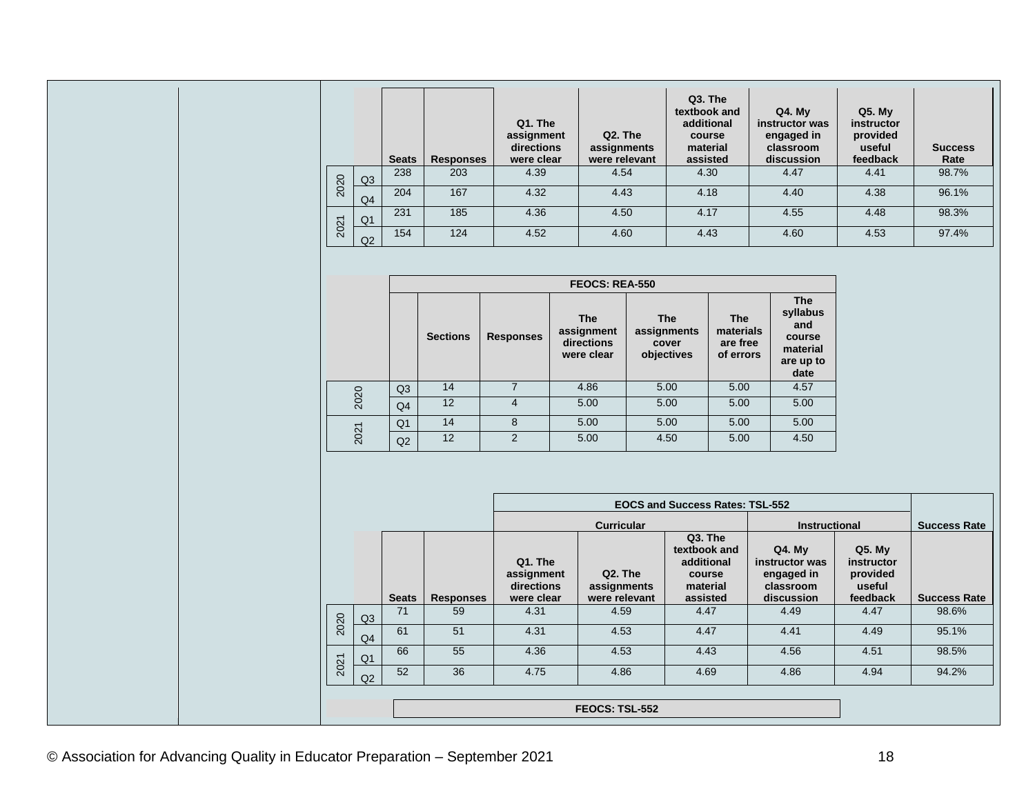| | | Seats | Responses | Q1. The assignment directions were clear | Q2. The assignments were relevant | Q3. The textbook and additional course material assisted | Q4. My instructor was engaged in classroom discussion | Q5. My instructor provided useful feedback | Success Rate |
|---|---|---|---|---|---|---|---|---|---|
| 2020 | Q3 | 238 | 203 | 4.39 | 4.54 | 4.30 | 4.47 | 4.41 | 98.7% |
| | Q4 | 204 | 167 | 4.32 | 4.43 | 4.18 | 4.40 | 4.38 | 96.1% |
| 2021 | Q1 | 231 | 185 | 4.36 | 4.50 | 4.17 | 4.55 | 4.48 | 98.3% |
| | Q2 | 154 | 124 | 4.52 | 4.60 | 4.43 | 4.60 | 4.53 | 97.4% |

| | | FEOCS: REA-550 | | | | | |
|---|---|---|---|---|---|---|---|
| | | Sections | Responses | The assignment directions were clear | The assignments cover objectives | The materials are free of errors | The syllabus and course material are up to date |
| 2020 | Q3 | 14 | 7 | 4.86 | 5.00 | 5.00 | 4.57 |
| | Q4 | 12 | 4 | 5.00 | 5.00 | 5.00 | 5.00 |
| 2021 | Q1 | 14 | 8 | 5.00 | 5.00 | 5.00 | 5.00 |
| | Q2 | 12 | 2 | 5.00 | 4.50 | 5.00 | 4.50 |

| | | | | EOCS and Success Rates: TSL-552 | | | | | Success Rate |
|---|---|---|---|---|---|---|---|---|---|
| | | | | Curricular | | | Instructional | | |
| | | Seats | Responses | Q1. The assignment directions were clear | Q2. The assignments were relevant | Q3. The textbook and additional course material assisted | Q4. My instructor was engaged in classroom discussion | Q5. My instructor provided useful feedback | Success Rate |
| 2020 | Q3 | 71 | 59 | 4.31 | 4.59 | 4.47 | 4.49 | 4.47 | 98.6% |
| | Q4 | 61 | 51 | 4.31 | 4.53 | 4.47 | 4.41 | 4.49 | 95.1% |
| 2021 | Q1 | 66 | 55 | 4.36 | 4.53 | 4.43 | 4.56 | 4.51 | 98.5% |
| | Q2 | 52 | 36 | 4.75 | 4.86 | 4.69 | 4.86 | 4.94 | 94.2% |

| FEOCS: TSL-552 |
|---|

© Association for Advancing Quality in Educator Preparation – September 2021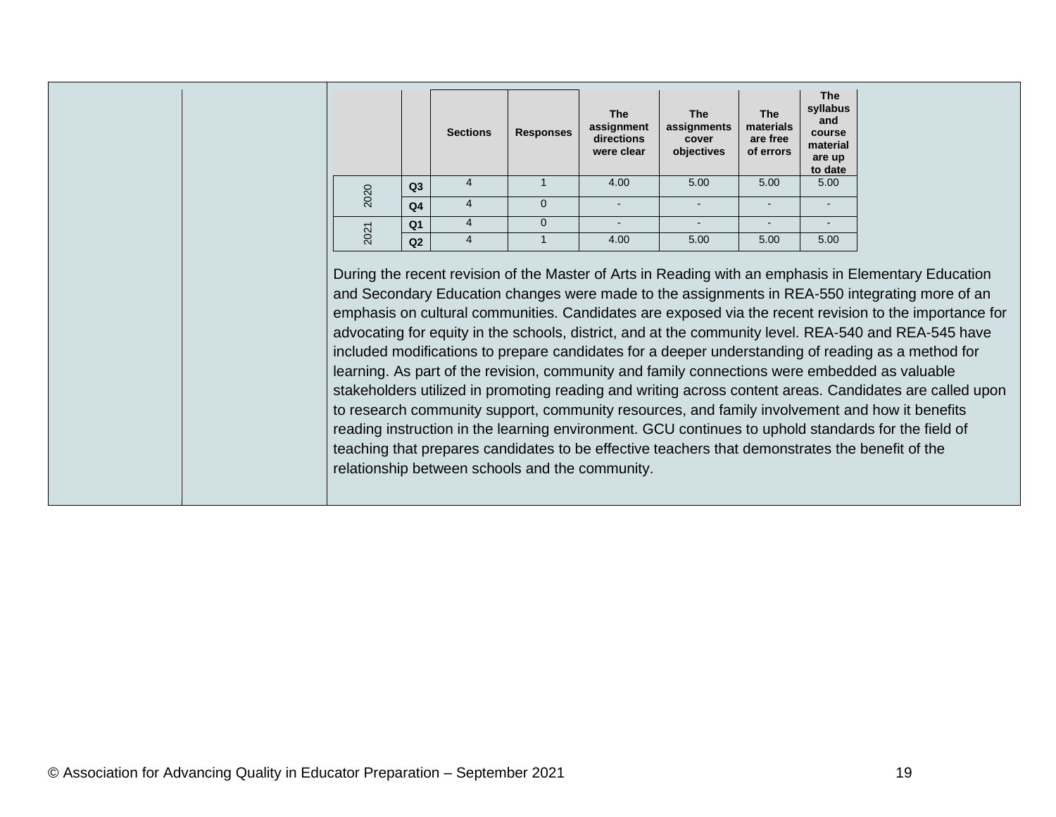| | | Sections | Responses | The assignment directions were clear | The assignments cover objectives | The materials are free of errors | The syllabus and course material are up to date |
|---|---|---|---|---|---|---|---|
| 2020 | Q3 | 4 | 1 | 4.00 | 5.00 | 5.00 | 5.00 |
| | Q4 | 4 | 0 | - | - | - | - |
| 2021 | Q1 | 4 | 0 | - | - | - | - |
| | Q2 | 4 | 1 | 4.00 | 5.00 | 5.00 | 5.00 |

During the recent revision of the Master of Arts in Reading with an emphasis in Elementary Education and Secondary Education changes were made to the assignments in REA-550 integrating more of an emphasis on cultural communities. Candidates are exposed via the recent revision to the importance for advocating for equity in the schools, district, and at the community level. REA-540 and REA-545 have included modifications to prepare candidates for a deeper understanding of reading as a method for learning. As part of the revision, community and family connections were embedded as valuable stakeholders utilized in promoting reading and writing across content areas. Candidates are called upon to research community support, community resources, and family involvement and how it benefits reading instruction in the learning environment. GCU continues to uphold standards for the field of teaching that prepares candidates to be effective teachers that demonstrates the benefit of the relationship between schools and the community.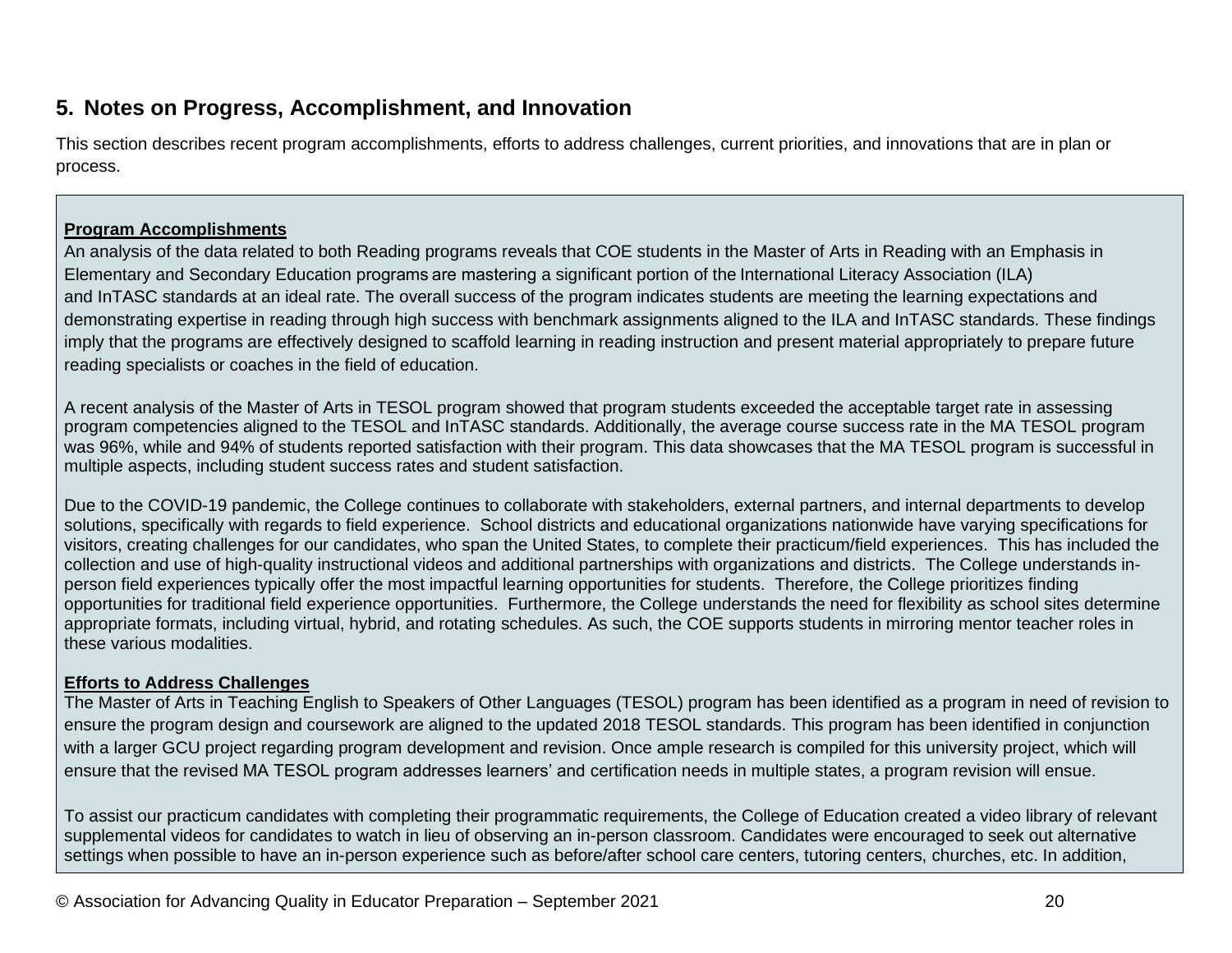## 5. Notes on Progress, Accomplishment, and Innovation

This section describes recent program accomplishments, efforts to address challenges, current priorities, and innovations that are in plan or process.

**Program Accomplishments**

An analysis of the data related to both Reading programs reveals that COE students in the Master of Arts in Reading with an Emphasis in Elementary and Secondary Education programs are mastering a significant portion of the International Literacy Association (ILA) and InTASC standards at an ideal rate. The overall success of the program indicates students are meeting the learning expectations and demonstrating expertise in reading through high success with benchmark assignments aligned to the ILA and InTASC standards. These findings imply that the programs are effectively designed to scaffold learning in reading instruction and present material appropriately to prepare future reading specialists or coaches in the field of education.

A recent analysis of the Master of Arts in TESOL program showed that program students exceeded the acceptable target rate in assessing program competencies aligned to the TESOL and InTASC standards. Additionally, the average course success rate in the MA TESOL program was 96%, while and 94% of students reported satisfaction with their program. This data showcases that the MA TESOL program is successful in multiple aspects, including student success rates and student satisfaction.

Due to the COVID-19 pandemic, the College continues to collaborate with stakeholders, external partners, and internal departments to develop solutions, specifically with regards to field experience. School districts and educational organizations nationwide have varying specifications for visitors, creating challenges for our candidates, who span the United States, to complete their practicum/field experiences. This has included the collection and use of high-quality instructional videos and additional partnerships with organizations and districts. The College understands in-person field experiences typically offer the most impactful learning opportunities for students. Therefore, the College prioritizes finding opportunities for traditional field experience opportunities. Furthermore, the College understands the need for flexibility as school sites determine appropriate formats, including virtual, hybrid, and rotating schedules. As such, the COE supports students in mirroring mentor teacher roles in these various modalities.

**Efforts to Address Challenges**

The Master of Arts in Teaching English to Speakers of Other Languages (TESOL) program has been identified as a program in need of revision to ensure the program design and coursework are aligned to the updated 2018 TESOL standards. This program has been identified in conjunction with a larger GCU project regarding program development and revision. Once ample research is compiled for this university project, which will ensure that the revised MA TESOL program addresses learners' and certification needs in multiple states, a program revision will ensue.

To assist our practicum candidates with completing their programmatic requirements, the College of Education created a video library of relevant supplemental videos for candidates to watch in lieu of observing an in-person classroom. Candidates were encouraged to seek out alternative settings when possible to have an in-person experience such as before/after school care centers, tutoring centers, churches, etc. In addition,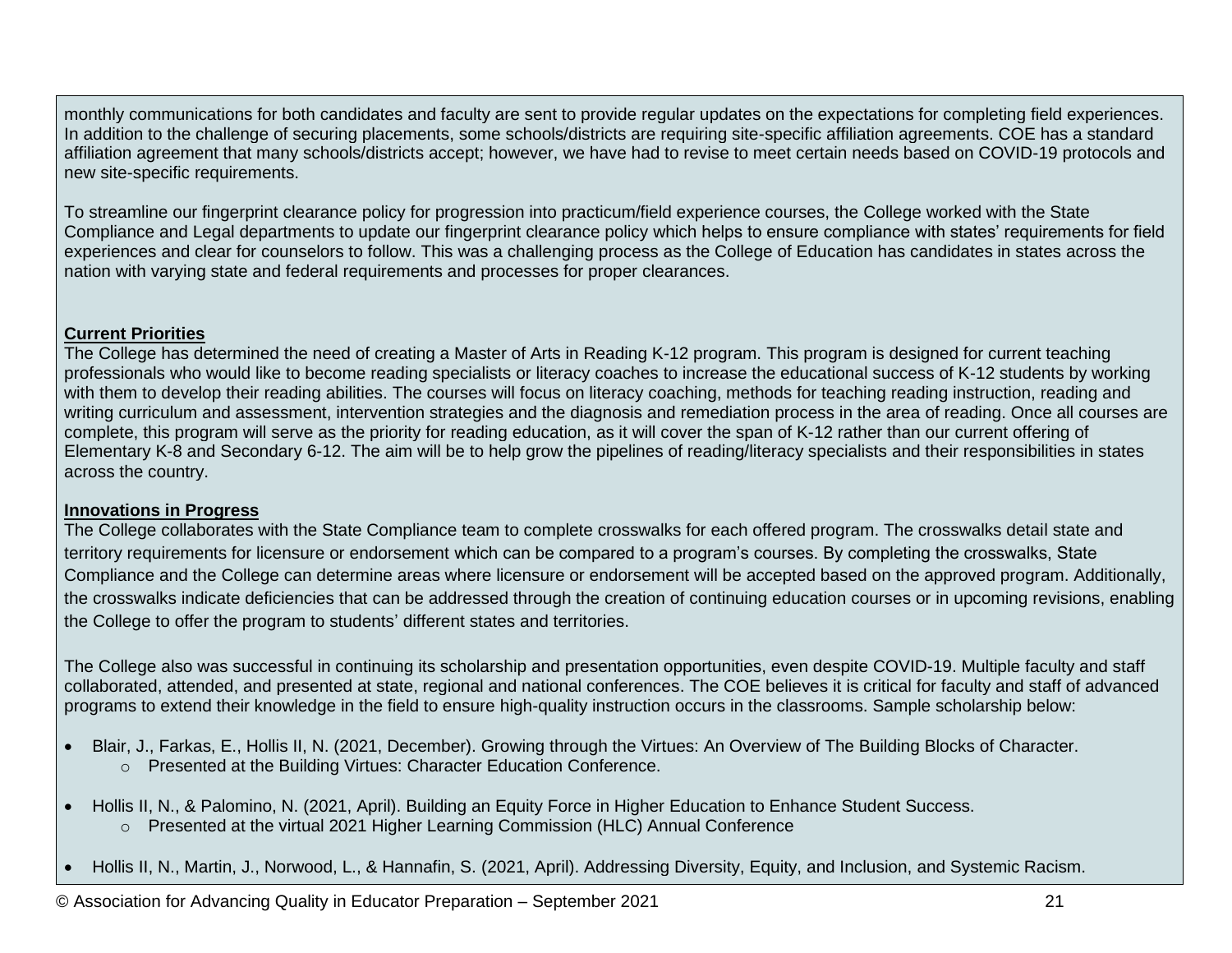monthly communications for both candidates and faculty are sent to provide regular updates on the expectations for completing field experiences. In addition to the challenge of securing placements, some schools/districts are requiring site-specific affiliation agreements. COE has a standard affiliation agreement that many schools/districts accept; however, we have had to revise to meet certain needs based on COVID-19 protocols and new site-specific requirements.

To streamline our fingerprint clearance policy for progression into practicum/field experience courses, the College worked with the State Compliance and Legal departments to update our fingerprint clearance policy which helps to ensure compliance with states' requirements for field experiences and clear for counselors to follow. This was a challenging process as the College of Education has candidates in states across the nation with varying state and federal requirements and processes for proper clearances.

**Current Priorities**

The College has determined the need of creating a Master of Arts in Reading K-12 program. This program is designed for current teaching professionals who would like to become reading specialists or literacy coaches to increase the educational success of K-12 students by working with them to develop their reading abilities. The courses will focus on literacy coaching, methods for teaching reading instruction, reading and writing curriculum and assessment, intervention strategies and the diagnosis and remediation process in the area of reading. Once all courses are complete, this program will serve as the priority for reading education, as it will cover the span of K-12 rather than our current offering of Elementary K-8 and Secondary 6-12. The aim will be to help grow the pipelines of reading/literacy specialists and their responsibilities in states across the country.

**Innovations in Progress**

The College collaborates with the State Compliance team to complete crosswalks for each offered program. The crosswalks detail state and territory requirements for licensure or endorsement which can be compared to a program's courses. By completing the crosswalks, State Compliance and the College can determine areas where licensure or endorsement will be accepted based on the approved program. Additionally, the crosswalks indicate deficiencies that can be addressed through the creation of continuing education courses or in upcoming revisions, enabling the College to offer the program to students' different states and territories.

The College also was successful in continuing its scholarship and presentation opportunities, even despite COVID-19. Multiple faculty and staff collaborated, attended, and presented at state, regional and national conferences. The COE believes it is critical for faculty and staff of advanced programs to extend their knowledge in the field to ensure high-quality instruction occurs in the classrooms. Sample scholarship below:

- Blair, J., Farkas, E., Hollis II, N. (2021, December). Growing through the Virtues: An Overview of The Building Blocks of Character.
    - Presented at the Building Virtues: Character Education Conference.
- Hollis II, N., & Palomino, N. (2021, April). Building an Equity Force in Higher Education to Enhance Student Success.
    - Presented at the virtual 2021 Higher Learning Commission (HLC) Annual Conference
- Hollis II, N., Martin, J., Norwood, L., & Hannafin, S. (2021, April). Addressing Diversity, Equity, and Inclusion, and Systemic Racism.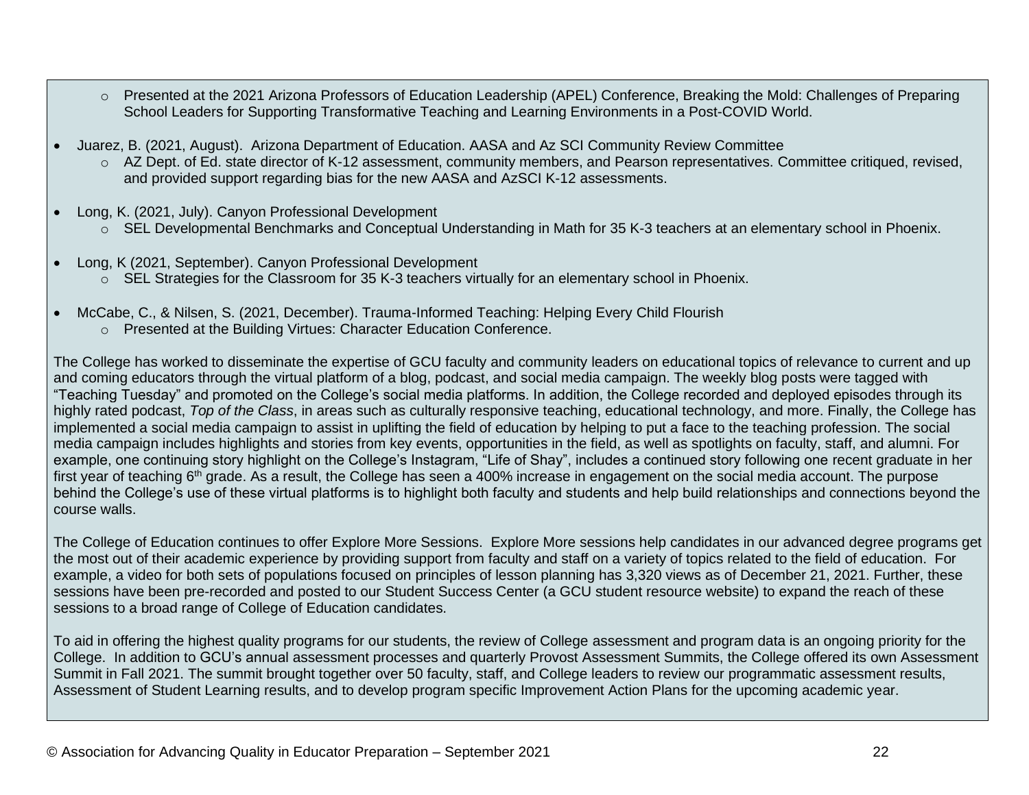- Presented at the 2021 Arizona Professors of Education Leadership (APEL) Conference, Breaking the Mold: Challenges of Preparing School Leaders for Supporting Transformative Teaching and Learning Environments in a Post-COVID World.

- Juarez, B. (2021, August). Arizona Department of Education. AASA and Az SCI Community Review Committee
  - AZ Dept. of Ed. state director of K-12 assessment, community members, and Pearson representatives. Committee critiqued, revised, and provided support regarding bias for the new AASA and AzSCI K-12 assessments.

- Long, K. (2021, July). Canyon Professional Development
  - SEL Developmental Benchmarks and Conceptual Understanding in Math for 35 K-3 teachers at an elementary school in Phoenix.

- Long, K (2021, September). Canyon Professional Development
  - SEL Strategies for the Classroom for 35 K-3 teachers virtually for an elementary school in Phoenix.

- McCabe, C., & Nilsen, S. (2021, December). Trauma-Informed Teaching: Helping Every Child Flourish
  - Presented at the Building Virtues: Character Education Conference.

The College has worked to disseminate the expertise of GCU faculty and community leaders on educational topics of relevance to current and up and coming educators through the virtual platform of a blog, podcast, and social media campaign. The weekly blog posts were tagged with "Teaching Tuesday" and promoted on the College's social media platforms. In addition, the College recorded and deployed episodes through its highly rated podcast, *Top of the Class*, in areas such as culturally responsive teaching, educational technology, and more. Finally, the College has implemented a social media campaign to assist in uplifting the field of education by helping to put a face to the teaching profession. The social media campaign includes highlights and stories from key events, opportunities in the field, as well as spotlights on faculty, staff, and alumni. For example, one continuing story highlight on the College's Instagram, "Life of Shay", includes a continued story following one recent graduate in her first year of teaching 6th grade. As a result, the College has seen a 400% increase in engagement on the social media account. The purpose behind the College's use of these virtual platforms is to highlight both faculty and students and help build relationships and connections beyond the course walls.

The College of Education continues to offer Explore More Sessions. Explore More sessions help candidates in our advanced degree programs get the most out of their academic experience by providing support from faculty and staff on a variety of topics related to the field of education. For example, a video for both sets of populations focused on principles of lesson planning has 3,320 views as of December 21, 2021. Further, these sessions have been pre-recorded and posted to our Student Success Center (a GCU student resource website) to expand the reach of these sessions to a broad range of College of Education candidates.

To aid in offering the highest quality programs for our students, the review of College assessment and program data is an ongoing priority for the College. In addition to GCU's annual assessment processes and quarterly Provost Assessment Summits, the College offered its own Assessment Summit in Fall 2021. The summit brought together over 50 faculty, staff, and College leaders to review our programmatic assessment results, Assessment of Student Learning results, and to develop program specific Improvement Action Plans for the upcoming academic year.